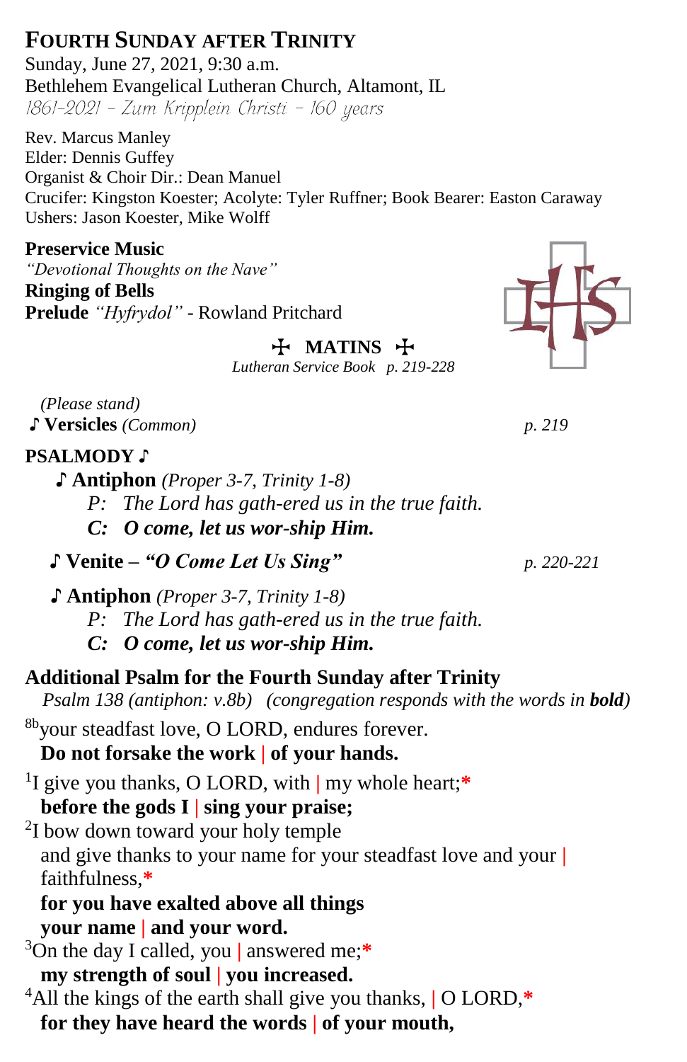# FOURTH SUNDAY AFTER TRINITY

Sunday, June 27, 2021, 9:30 a.m.
Bethlehem Evangelical Lutheran Church, Altamont, IL
*1861-2021 – Zum Kripplein Christi – 160 years*

Rev. Marcus Manley
Elder: Dennis Guffey
Organist & Choir Dir.: Dean Manuel
Crucifer: Kingston Koester; Acolyte: Tyler Ruffner; Book Bearer: Easton Caraway
Ushers: Jason Koester, Mike Wolff

**Preservice Music**
*"Devotional Thoughts on the Nave"*
**Ringing of Bells**
**Prelude** *"Hyfrydol"* - Rowland Pritchard

## ✠ MATINS ✠

*Lutheran Service Book p. 219-228*

*(Please stand)*
♪ **Versicles** *(Common)* *p. 219*

**PSALMODY ♪**

♪ **Antiphon** *(Proper 3-7, Trinity 1-8)*
*P: The Lord has gath-ered us in the true faith.*
***C: O come, let us wor-ship Him.***

♪ **Venite – *"O Come Let Us Sing"*** *p. 220-221*

♪ **Antiphon** *(Proper 3-7, Trinity 1-8)*
*P: The Lord has gath-ered us in the true faith.*
***C: O come, let us wor-ship Him.***

**Additional Psalm for the Fourth Sunday after Trinity**
*Psalm 138 (antiphon: v.8b) (congregation responds with the words in **bold**)*

[8b]your steadfast love, O LORD, endures forever.
**Do not forsake the work | of your hands.**

[1]I give you thanks, O LORD, with | my whole heart;*
**before the gods I | sing your praise;**
[2]I bow down toward your holy temple
and give thanks to your name for your steadfast love and your | faithfulness,*
**for you have exalted above all things**
**your name | and your word.**
[3]On the day I called, you | answered me;*
**my strength of soul | you increased.**
[4]All the kings of the earth shall give you thanks, | O LORD,*
**for they have heard the words | of your mouth,**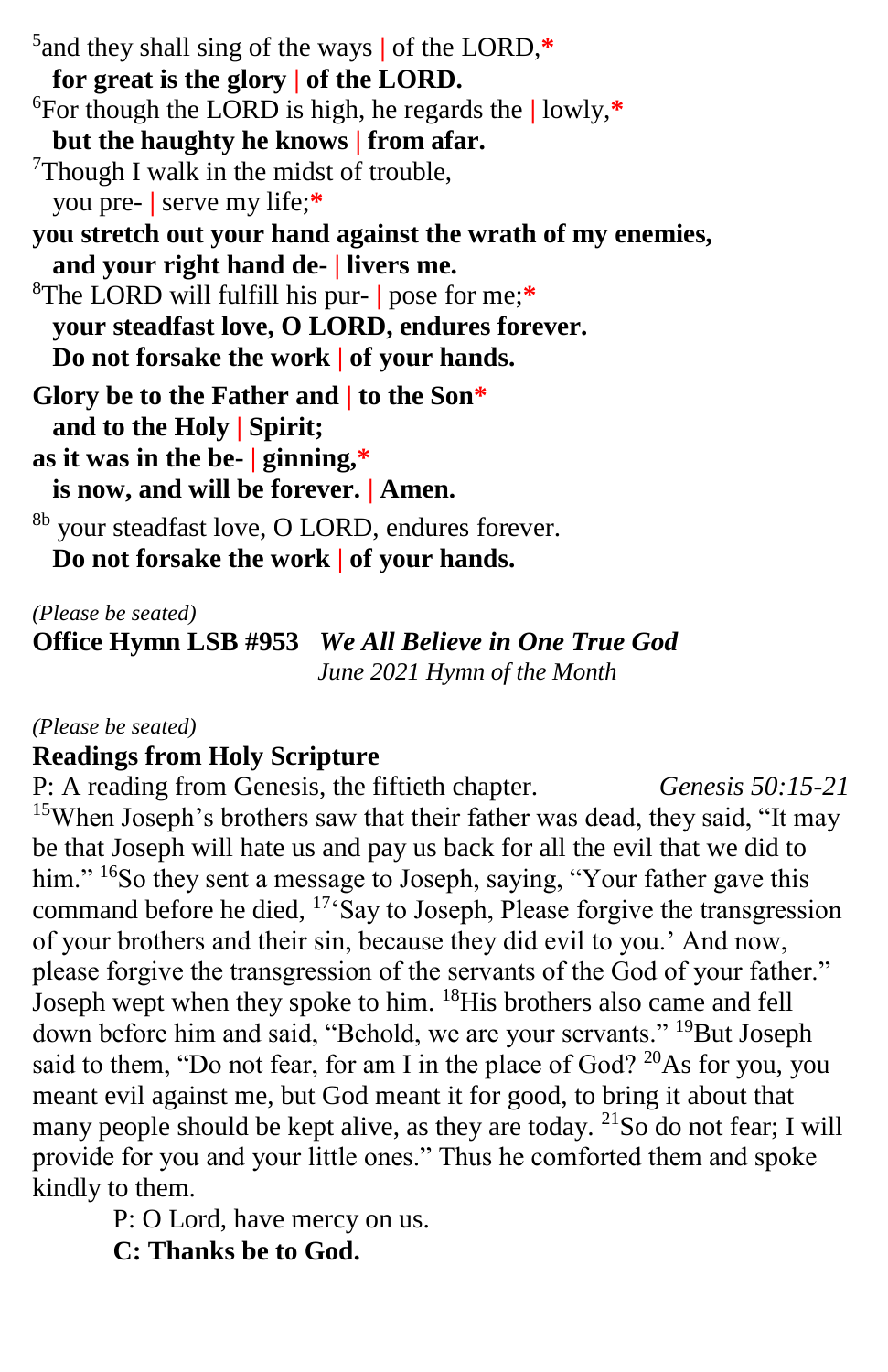[5]and they shall sing of the ways | of the LORD,*
**for great is the glory | of the LORD.**
[6]For though the LORD is high, he regards the | lowly,*
**but the haughty he knows | from afar.**
[7]Though I walk in the midst of trouble,
you pre- | serve my life;*
**you stretch out your hand against the wrath of my enemies,**
**and your right hand de- | livers me.**
[8]The LORD will fulfill his pur- | pose for me;*
**your steadfast love, O LORD, endures forever.**
**Do not forsake the work | of your hands.**

**Glory be to the Father and | to the Son***
**and to the Holy | Spirit;**
**as it was in the be- | ginning,***
**is now, and will be forever. | Amen.**

[8b] your steadfast love, O LORD, endures forever.
**Do not forsake the work | of your hands.**

*(Please be seated)*
**Office Hymn LSB #953** ***We All Believe in One True God***
*June 2021 Hymn of the Month*

*(Please be seated)*
**Readings from Holy Scripture**
P: A reading from Genesis, the fiftieth chapter. *Genesis 50:15-21*
[15]When Joseph's brothers saw that their father was dead, they said, "It may be that Joseph will hate us and pay us back for all the evil that we did to him." [16]So they sent a message to Joseph, saying, "Your father gave this command before he died, [17]'Say to Joseph, Please forgive the transgression of your brothers and their sin, because they did evil to you.' And now, please forgive the transgression of the servants of the God of your father." Joseph wept when they spoke to him. [18]His brothers also came and fell down before him and said, "Behold, we are your servants." [19]But Joseph said to them, "Do not fear, for am I in the place of God? [20]As for you, you meant evil against me, but God meant it for good, to bring it about that many people should be kept alive, as they are today. [21]So do not fear; I will provide for you and your little ones." Thus he comforted them and spoke kindly to them.

P: O Lord, have mercy on us.
**C: Thanks be to God.**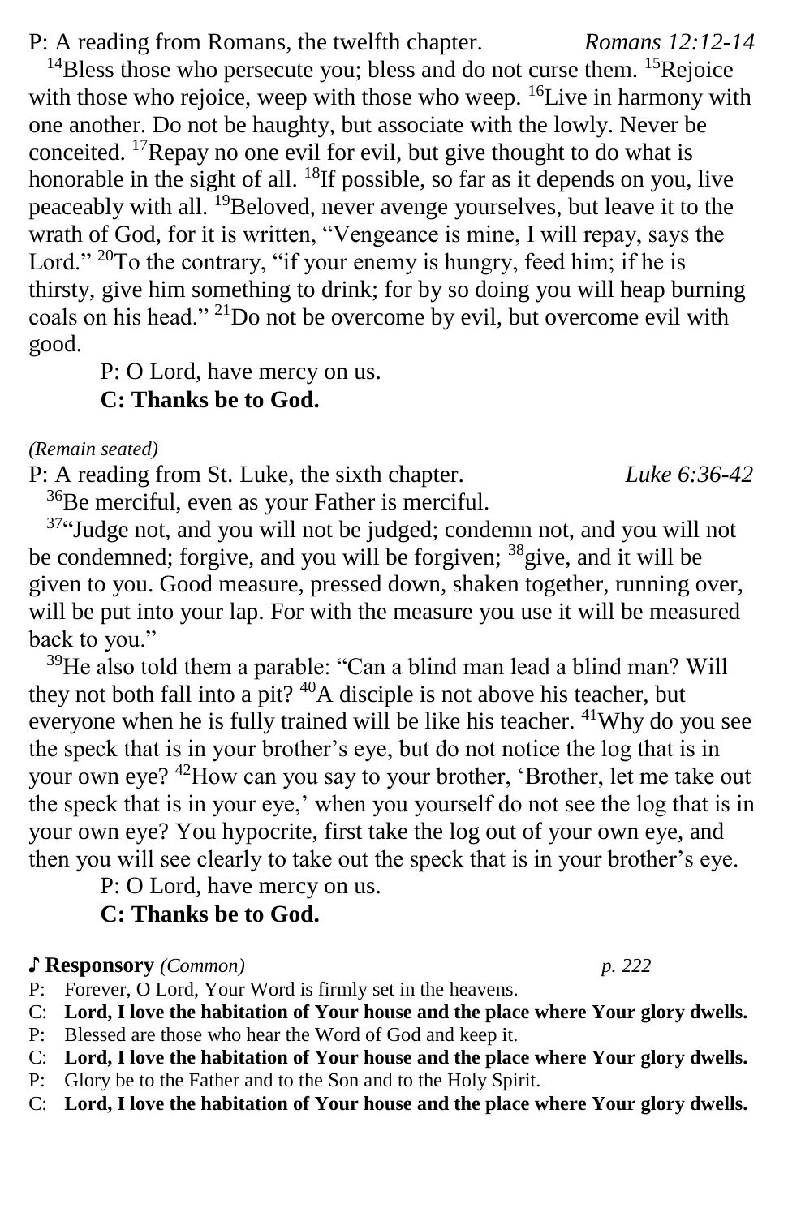P: A reading from Romans, the twelfth chapter. *Romans 12:12-14*

[14]Bless those who persecute you; bless and do not curse them. [15]Rejoice with those who rejoice, weep with those who weep. [16]Live in harmony with one another. Do not be haughty, but associate with the lowly. Never be conceited. [17]Repay no one evil for evil, but give thought to do what is honorable in the sight of all. [18]If possible, so far as it depends on you, live peaceably with all. [19]Beloved, never avenge yourselves, but leave it to the wrath of God, for it is written, "Vengeance is mine, I will repay, says the Lord." [20]To the contrary, "if your enemy is hungry, feed him; if he is thirsty, give him something to drink; for by so doing you will heap burning coals on his head." [21]Do not be overcome by evil, but overcome evil with good.

P: O Lord, have mercy on us.
**C: Thanks be to God.**

*(Remain seated)*

P: A reading from St. Luke, the sixth chapter. *Luke 6:36-42*

[36]Be merciful, even as your Father is merciful.

[37]"Judge not, and you will not be judged; condemn not, and you will not be condemned; forgive, and you will be forgiven; [38]give, and it will be given to you. Good measure, pressed down, shaken together, running over, will be put into your lap. For with the measure you use it will be measured back to you."

[39]He also told them a parable: "Can a blind man lead a blind man? Will they not both fall into a pit? [40]A disciple is not above his teacher, but everyone when he is fully trained will be like his teacher. [41]Why do you see the speck that is in your brother's eye, but do not notice the log that is in your own eye? [42]How can you say to your brother, 'Brother, let me take out the speck that is in your eye,' when you yourself do not see the log that is in your own eye? You hypocrite, first take the log out of your own eye, and then you will see clearly to take out the speck that is in your brother's eye.

P: O Lord, have mercy on us.
**C: Thanks be to God.**

♪ **Responsory** *(Common)* *p. 222*

P: Forever, O Lord, Your Word is firmly set in the heavens.
C: **Lord, I love the habitation of Your house and the place where Your glory dwells.**
P: Blessed are those who hear the Word of God and keep it.
C: **Lord, I love the habitation of Your house and the place where Your glory dwells.**
P: Glory be to the Father and to the Son and to the Holy Spirit.
C: **Lord, I love the habitation of Your house and the place where Your glory dwells.**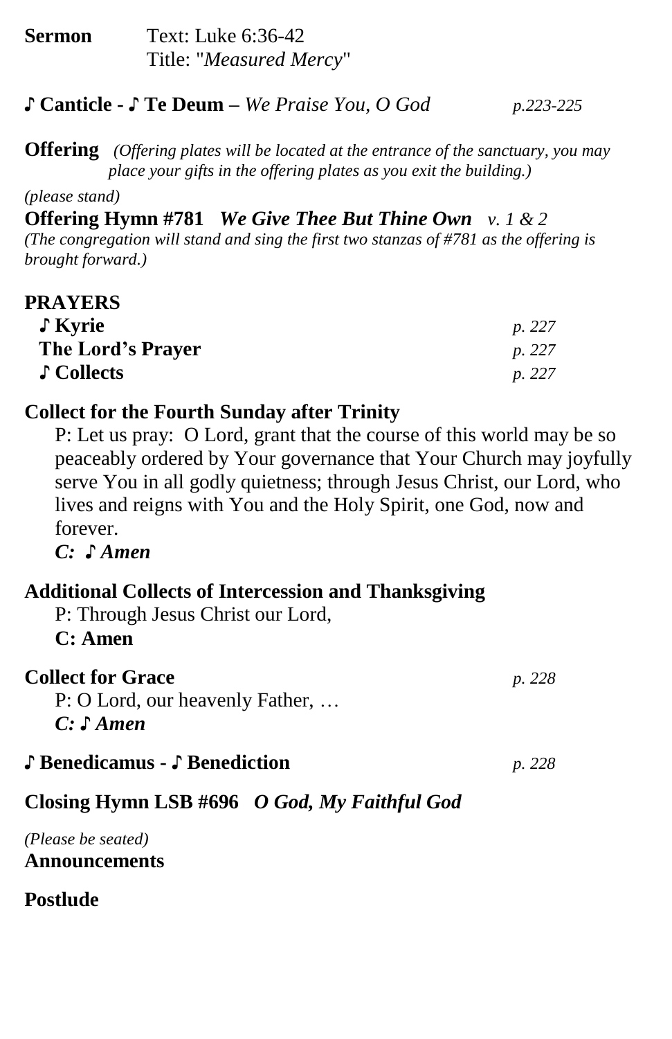**Sermon** Text: Luke 6:36-42
Title: "*Measured Mercy*"

**♪ Canticle - ♪ Te Deum –** *We Praise You, O God* *p.223-225*

**Offering** *(Offering plates will be located at the entrance of the sanctuary, you may place your gifts in the offering plates as you exit the building.)*

*(please stand)*

**Offering Hymn #781** ***We Give Thee But Thine Own*** *v. 1 & 2*

*(The congregation will stand and sing the first two stanzas of #781 as the offering is brought forward.)*

**PRAYERS**

**♪ Kyrie** *p. 227*

**The Lord's Prayer** *p. 227*

**♪ Collects** *p. 227*

**Collect for the Fourth Sunday after Trinity**

P: Let us pray: O Lord, grant that the course of this world may be so peaceably ordered by Your governance that Your Church may joyfully serve You in all godly quietness; through Jesus Christ, our Lord, who lives and reigns with You and the Holy Spirit, one God, now and forever.

***C: ♪ Amen***

**Additional Collects of Intercession and Thanksgiving**

P: Through Jesus Christ our Lord,

**C: Amen**

**Collect for Grace** *p. 228*

P: O Lord, our heavenly Father, …

***C: ♪ Amen***

**♪ Benedicamus - ♪ Benediction** *p. 228*

**Closing Hymn LSB #696** ***O God, My Faithful God***

*(Please be seated)*

**Announcements**

**Postlude**